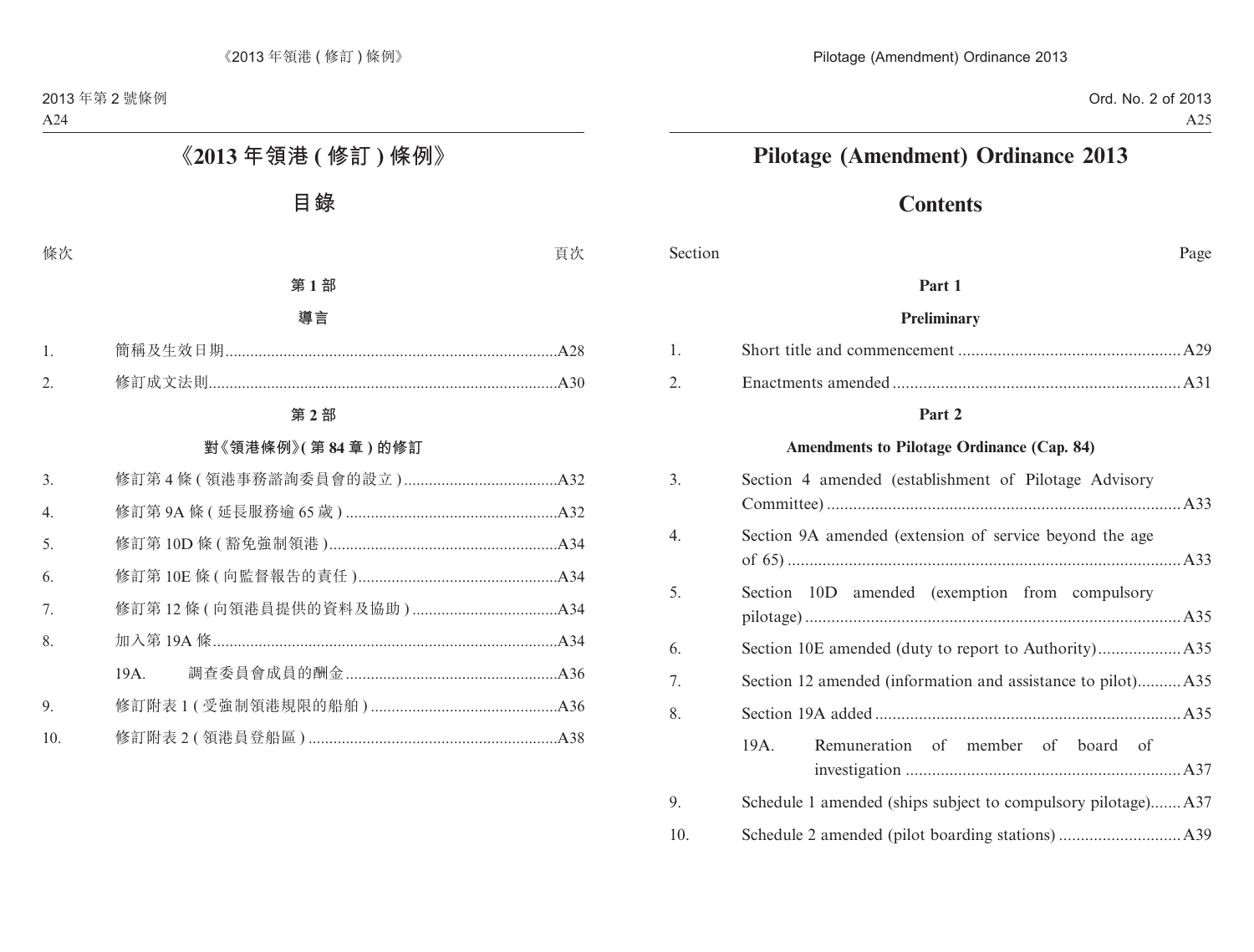# 《2013 年領港 ( 修訂 ) 條例》

## 目錄

| 條次 | | 頁次 |
|---|---|---|
| | **第 1 部** | |
| | **導言** | |
| 1. | 簡稱及生效日期 | A28 |
| 2. | 修訂成文法則 | A30 |
| | **第 2 部** | |
| | **對《領港條例》( 第 84 章 ) 的修訂** | |
| 3. | 修訂第 4 條 ( 領港事務諮詢委員會的設立 ) | A32 |
| 4. | 修訂第 9A 條 ( 延長服務逾 65 歲 ) | A32 |
| 5. | 修訂第 10D 條 ( 豁免強制領港 ) | A34 |
| 6. | 修訂第 10E 條 ( 向監督報告的責任 ) | A34 |
| 7. | 修訂第 12 條 ( 向領港員提供的資料及協助 ) | A34 |
| 8. | 加入第 19A 條 | A34 |
| | 19A. 調查委員會成員的酬金 | A36 |
| 9. | 修訂附表 1 ( 受強制領港規限的船舶 ) | A36 |
| 10. | 修訂附表 2 ( 領港員登船區 ) | A38 |

# Pilotage (Amendment) Ordinance 2013

## Contents

| Section | | Page |
|---|---|---|
| | **Part 1** | |
| | **Preliminary** | |
| 1. | Short title and commencement | A29 |
| 2. | Enactments amended | A31 |
| | **Part 2** | |
| | **Amendments to Pilotage Ordinance (Cap. 84)** | |
| 3. | Section 4 amended (establishment of Pilotage Advisory Committee) | A33 |
| 4. | Section 9A amended (extension of service beyond the age of 65) | A33 |
| 5. | Section 10D amended (exemption from compulsory pilotage) | A35 |
| 6. | Section 10E amended (duty to report to Authority) | A35 |
| 7. | Section 12 amended (information and assistance to pilot) | A35 |
| 8. | Section 19A added | A35 |
| | 19A. Remuneration of member of board of investigation | A37 |
| 9. | Schedule 1 amended (ships subject to compulsory pilotage) | A37 |
| 10. | Schedule 2 amended (pilot boarding stations) | A39 |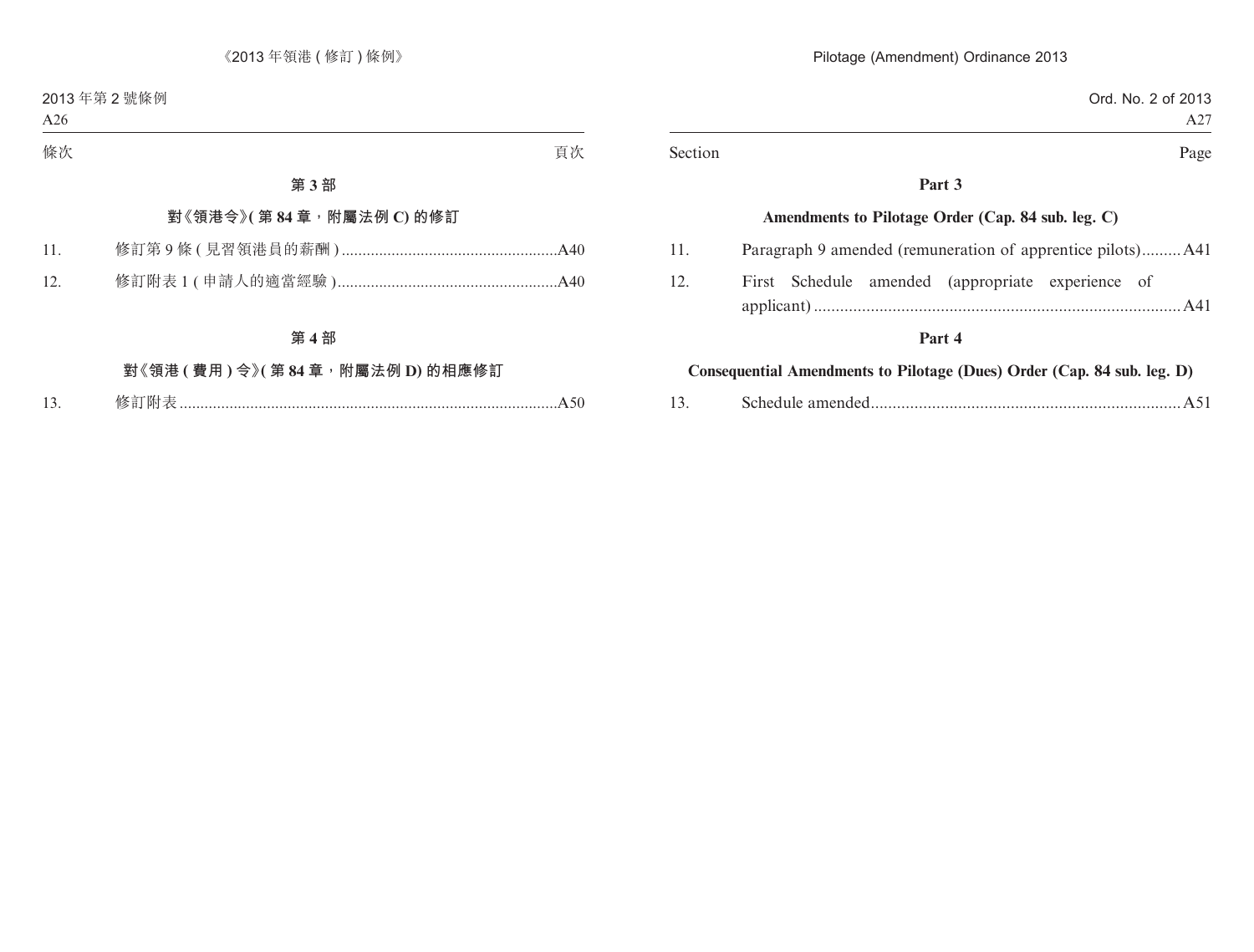條次 頁次

### 第 3 部

### 對《領港令》(第 84 章，附屬法例 C) 的修訂

11. 修訂第 9 條 (見習領港員的薪酬) ....A40
12. 修訂附表 1 (申請人的適當經驗) ....A40

### 第 4 部

### 對《領港 (費用) 令》(第 84 章，附屬法例 D) 的相應修訂

13. 修訂附表 ....A50

Section Page

### Part 3

### Amendments to Pilotage Order (Cap. 84 sub. leg. C)

11. Paragraph 9 amended (remuneration of apprentice pilots) ....A41
12. First Schedule amended (appropriate experience of applicant) ....A41

### Part 4

### Consequential Amendments to Pilotage (Dues) Order (Cap. 84 sub. leg. D)

13. Schedule amended ....A51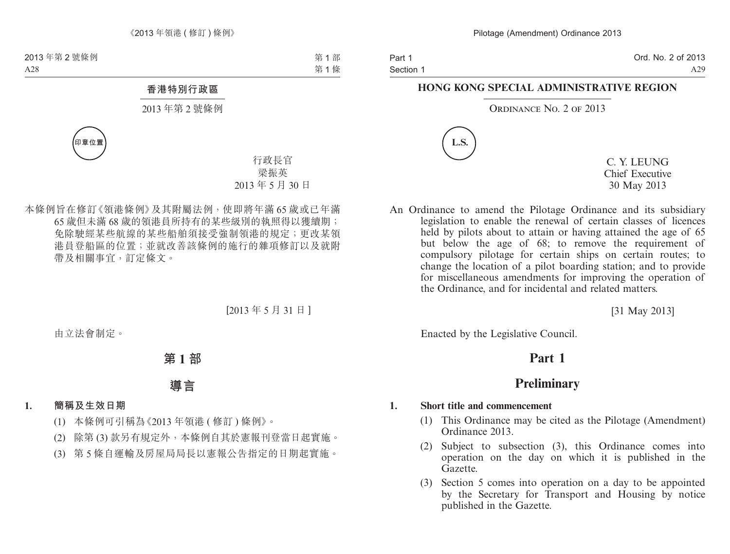## 香港特別行政區

2013 年第 2 號條例

印章位置

行政長官
梁振英
2013 年 5 月 30 日

本條例旨在修訂《領港條例》及其附屬法例，使即將年滿 65 歲或已年滿 65 歲但未滿 68 歲的領港員所持有的某些級別的執照得以獲續期；免除駛經某些航線的某些船舶須接受強制領港的規定；更改某領港員登船區的位置；並就改善該條例的施行的雜項修訂以及就附帶及相關事宜，訂定條文。

[2013 年 5 月 31 日]

由立法會制定。

# 第 1 部

# 導言

**1. 簡稱及生效日期**

(1) 本條例可引稱為《2013 年領港 (修訂) 條例》。

(2) 除第 (3) 款另有規定外，本條例自其於憲報刊登當日起實施。

(3) 第 5 條自運輸及房屋局局長以憲報公告指定的日期起實施。

## HONG KONG SPECIAL ADMINISTRATIVE REGION

ORDINANCE NO. 2 OF 2013

L.S.

C. Y. LEUNG
Chief Executive
30 May 2013

An Ordinance to amend the Pilotage Ordinance and its subsidiary legislation to enable the renewal of certain classes of licences held by pilots about to attain or having attained the age of 65 but below the age of 68; to remove the requirement of compulsory pilotage for certain ships on certain routes; to change the location of a pilot boarding station; and to provide for miscellaneous amendments for improving the operation of the Ordinance, and for incidental and related matters.

[31 May 2013]

Enacted by the Legislative Council.

# Part 1

# Preliminary

**1. Short title and commencement**

(1) This Ordinance may be cited as the Pilotage (Amendment) Ordinance 2013.

(2) Subject to subsection (3), this Ordinance comes into operation on the day on which it is published in the Gazette.

(3) Section 5 comes into operation on a day to be appointed by the Secretary for Transport and Housing by notice published in the Gazette.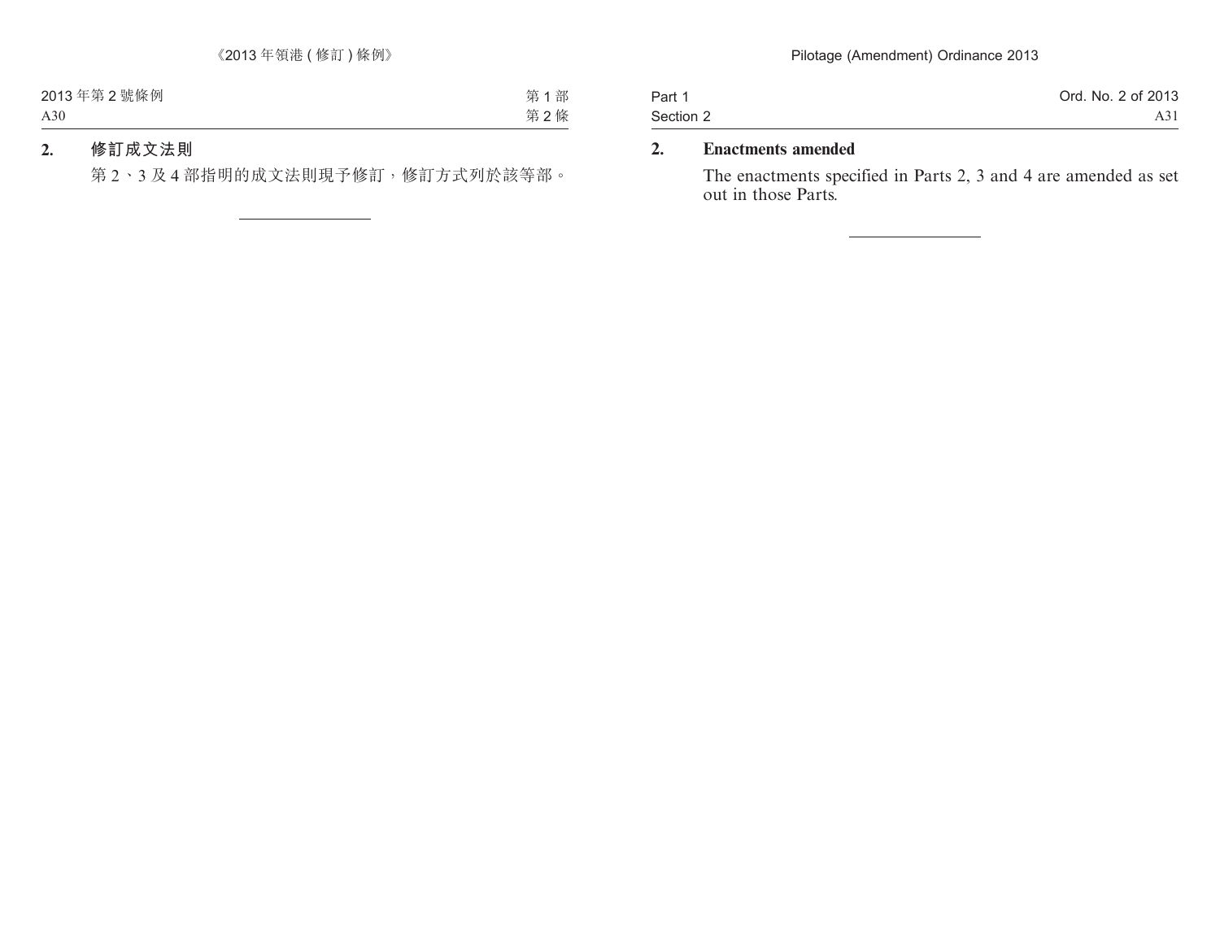## 2. 修訂成文法則

第 2、3 及 4 部指明的成文法則現予修訂，修訂方式列於該等部。

---

## 2. Enactments amended

The enactments specified in Parts 2, 3 and 4 are amended as set out in those Parts.

---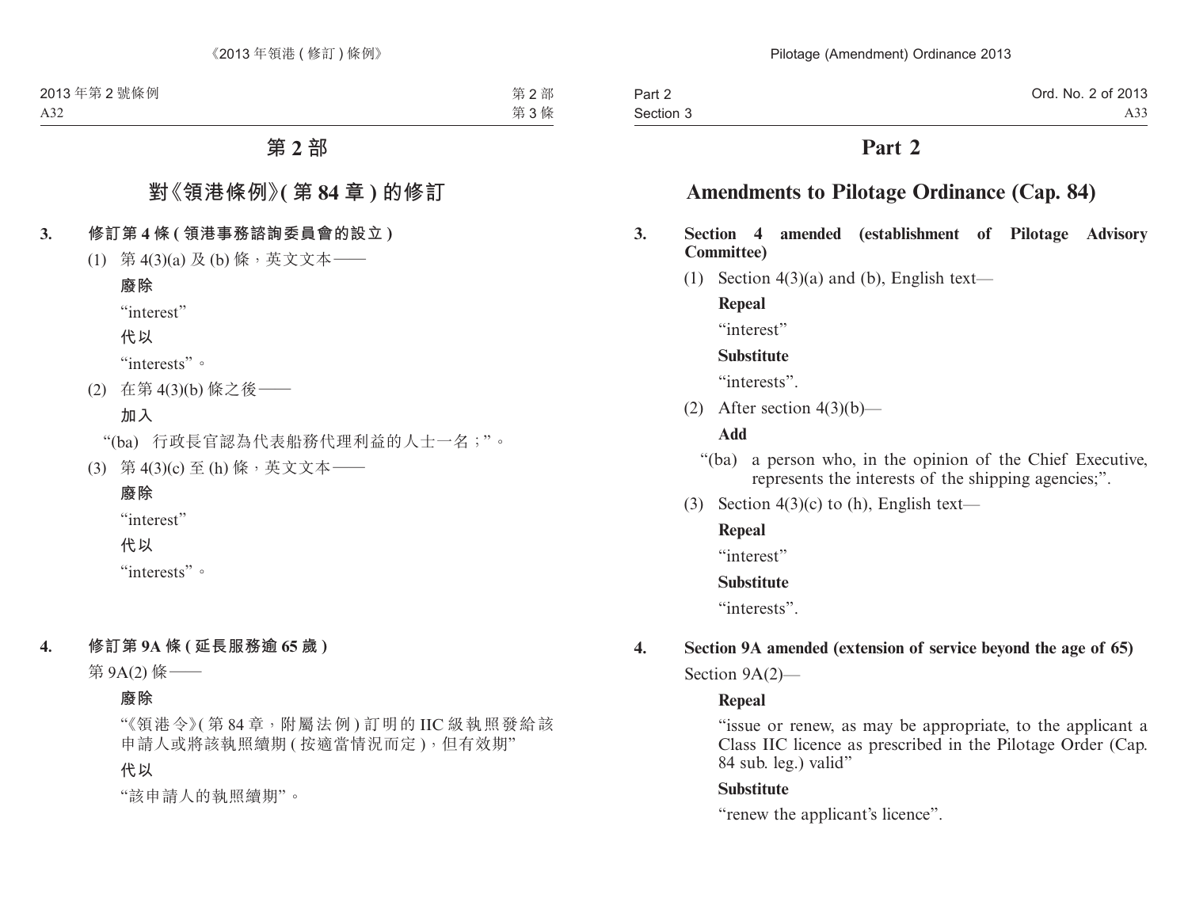# 第 2 部

## 對《領港條例》(第 84 章) 的修訂

**3. 修訂第 4 條 (領港事務諮詢委員會的設立)**

(1) 第 4(3)(a) 及 (b) 條，英文文本——

**廢除**

"interest"

**代以**

"interests"。

(2) 在第 4(3)(b) 條之後——

**加入**

"(ba) 行政長官認為代表船務代理利益的人士一名；"。

(3) 第 4(3)(c) 至 (h) 條，英文文本——

**廢除**

"interest"

**代以**

"interests"。

**4. 修訂第 9A 條 (延長服務逾 65 歲)**

第 9A(2) 條——

**廢除**

"《領港令》(第 84 章，附屬法例) 訂明的 IIC 級執照發給該申請人或將該執照續期 (按適當情況而定)，但有效期"

**代以**

"該申請人的執照續期"。

# Part 2

## Amendments to Pilotage Ordinance (Cap. 84)

**3. Section 4 amended (establishment of Pilotage Advisory Committee)**

(1) Section 4(3)(a) and (b), English text—

**Repeal**

"interest"

**Substitute**

"interests".

(2) After section 4(3)(b)—

**Add**

"(ba) a person who, in the opinion of the Chief Executive, represents the interests of the shipping agencies;".

(3) Section 4(3)(c) to (h), English text—

**Repeal**

"interest"

**Substitute**

"interests".

**4. Section 9A amended (extension of service beyond the age of 65)**

Section 9A(2)—

**Repeal**

"issue or renew, as may be appropriate, to the applicant a Class IIC licence as prescribed in the Pilotage Order (Cap. 84 sub. leg.) valid"

**Substitute**

"renew the applicant's licence".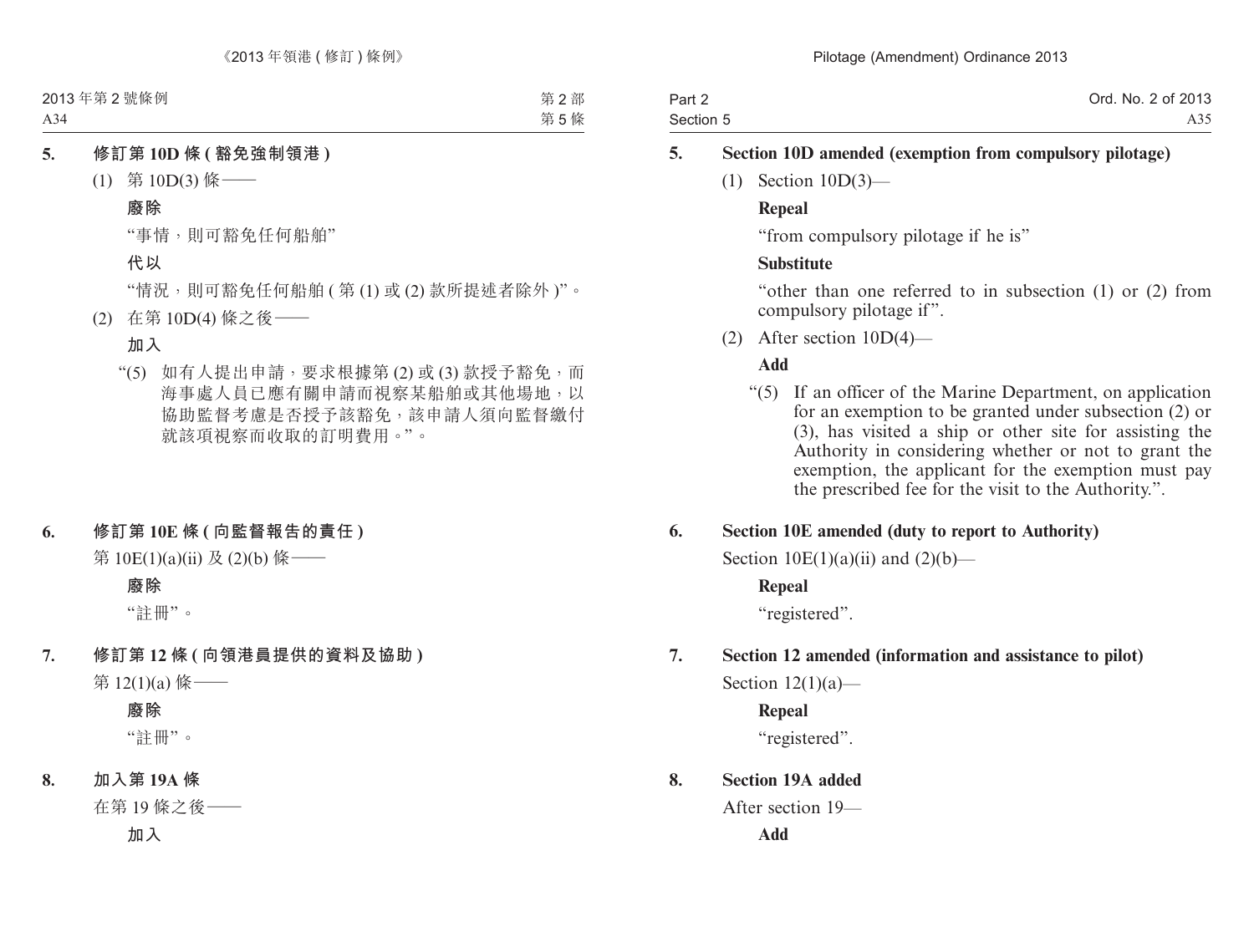**5. 修訂第 10D 條 (豁免強制領港)**

(1) 第 10D(3) 條——

**廢除**

“事情，則可豁免任何船舶”

**代以**

“情況，則可豁免任何船舶 (第 (1) 或 (2) 款所提述者除外 )”。

(2) 在第 10D(4) 條之後——

**加入**

“(5) 如有人提出申請，要求根據第 (2) 或 (3) 款授予豁免，而海事處人員已應有關申請而視察某船舶或其他場地，以協助監督考慮是否授予該豁免，該申請人須向監督繳付就該項視察而收取的訂明費用。”。

**6. 修訂第 10E 條 (向監督報告的責任)**

第 10E(1)(a)(ii) 及 (2)(b) 條——

**廢除**

“註冊”。

**7. 修訂第 12 條 (向領港員提供的資料及協助)**

第 12(1)(a) 條——

**廢除**

“註冊”。

**8. 加入第 19A 條**

在第 19 條之後——

**加入**

**5. Section 10D amended (exemption from compulsory pilotage)**

(1) Section 10D(3)—

**Repeal**

“from compulsory pilotage if he is”

**Substitute**

“other than one referred to in subsection (1) or (2) from compulsory pilotage if”.

(2) After section 10D(4)—

**Add**

“(5) If an officer of the Marine Department, on application for an exemption to be granted under subsection (2) or (3), has visited a ship or other site for assisting the Authority in considering whether or not to grant the exemption, the applicant for the exemption must pay the prescribed fee for the visit to the Authority.”.

**6. Section 10E amended (duty to report to Authority)**

Section 10E(1)(a)(ii) and (2)(b)—

**Repeal**

“registered”.

**7. Section 12 amended (information and assistance to pilot)**

Section 12(1)(a)—

**Repeal**

“registered”.

**8. Section 19A added**

After section 19—

**Add**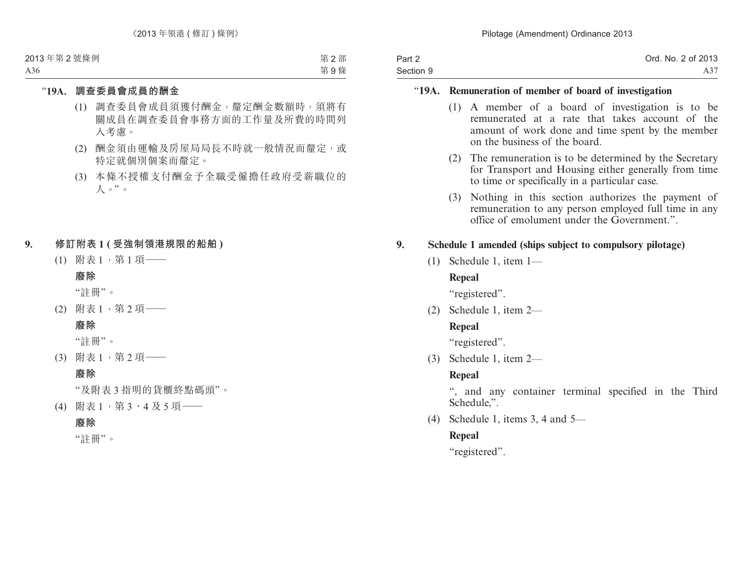"**19A. 調查委員會成員的酬金**

(1) 調查委員會成員須獲付酬金，釐定酬金數額時，須將有關成員在調查委員會事務方面的工作量及所費的時間列入考慮。

(2) 酬金須由運輸及房屋局局長不時就一般情況而釐定，或特定就個別個案而釐定。

(3) 本條不授權支付酬金予全職受僱擔任政府受薪職位的人。"。

**9. 修訂附表 1 (受強制領港規限的船舶)**

(1) 附表 1，第 1 項——

**廢除**

"註冊"。

(2) 附表 1，第 2 項——

**廢除**

"註冊"。

(3) 附表 1，第 2 項——

**廢除**

"及附表 3 指明的貨櫃終點碼頭"。

(4) 附表 1，第 3、4 及 5 項——

**廢除**

"註冊"。

"**19A. Remuneration of member of board of investigation**

(1) A member of a board of investigation is to be remunerated at a rate that takes account of the amount of work done and time spent by the member on the business of the board.

(2) The remuneration is to be determined by the Secretary for Transport and Housing either generally from time to time or specifically in a particular case.

(3) Nothing in this section authorizes the payment of remuneration to any person employed full time in any office of emolument under the Government.".

**9. Schedule 1 amended (ships subject to compulsory pilotage)**

(1) Schedule 1, item 1—

**Repeal**

"registered".

(2) Schedule 1, item 2—

**Repeal**

"registered".

(3) Schedule 1, item 2—

**Repeal**

", and any container terminal specified in the Third Schedule,".

(4) Schedule 1, items 3, 4 and 5—

**Repeal**

"registered".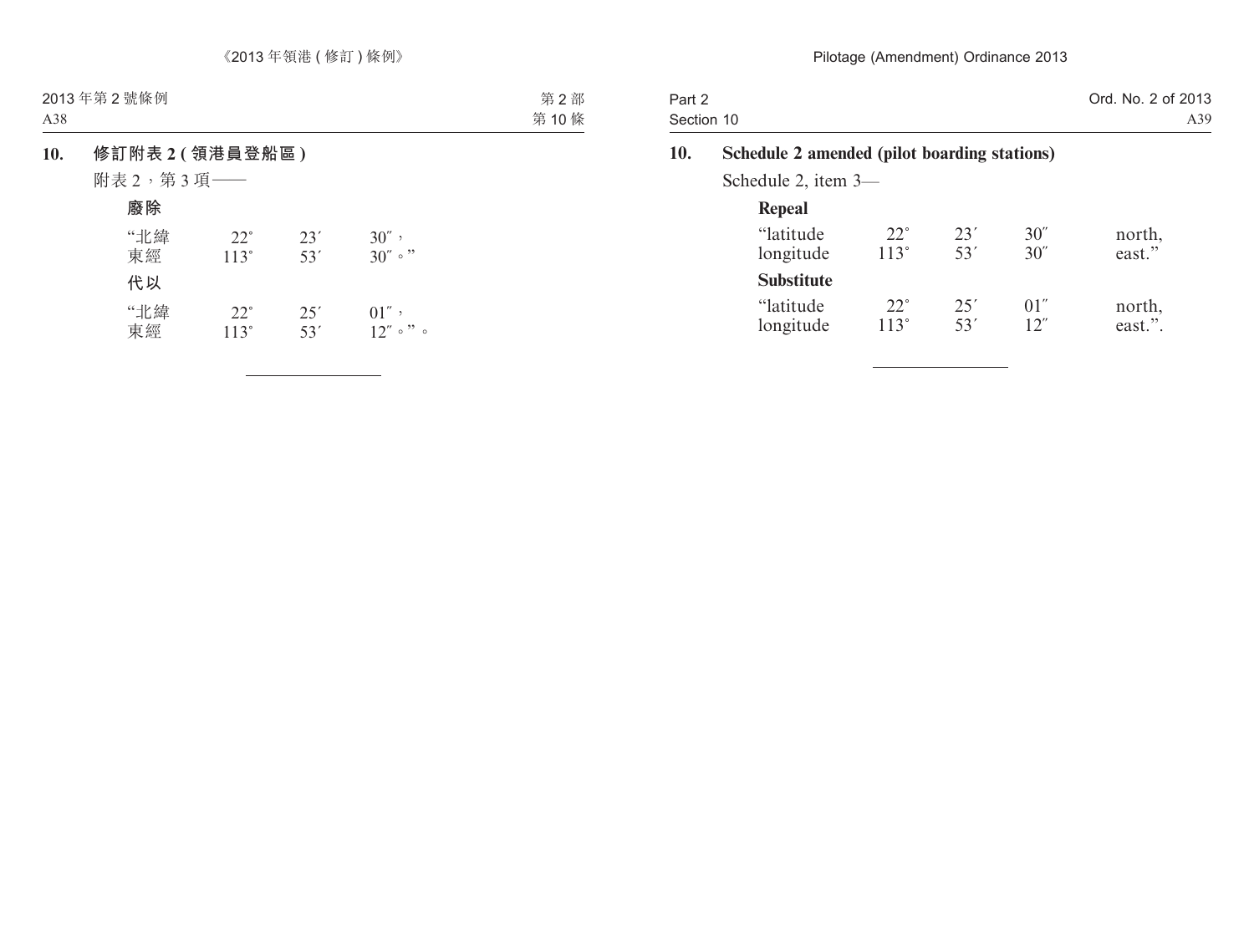## 10. 修訂附表 2 (領港員登船區)

附表 2，第 3 項——

**廢除**

“北緯　22°　23′　30″，
東經　113°　53′　30″。”

**代以**

“北緯　22°　25′　01″，
東經　113°　53′　12″。”。

## 10. Schedule 2 amended (pilot boarding stations)

Schedule 2, item 3—

**Repeal**

“latitude　22°　23′　30″　north,
longitude　113°　53′　30″　east.”

**Substitute**

“latitude　22°　25′　01″　north,
longitude　113°　53′　12″　east.”.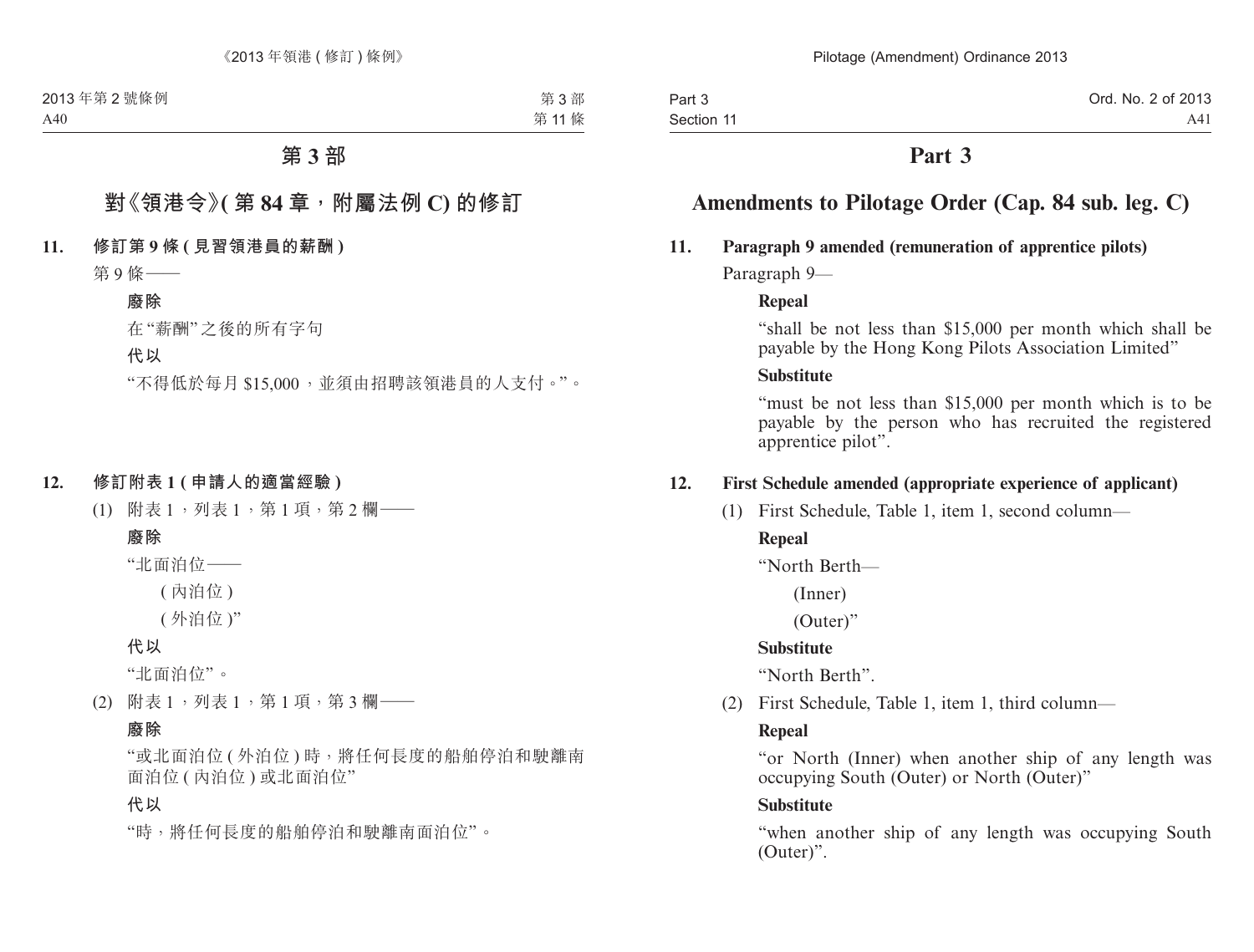# 第 3 部

## 對《領港令》(第 84 章，附屬法例 C) 的修訂

**11. 修訂第 9 條 (見習領港員的薪酬)**

第 9 條——

**廢除**

在“薪酬”之後的所有字句

**代以**

“不得低於每月 $15,000，並須由招聘該領港員的人支付。”。

**12. 修訂附表 1 (申請人的適當經驗)**

(1) 附表 1，列表 1，第 1 項，第 2 欄——

**廢除**

“北面泊位——

(內泊位)

(外泊位)”

**代以**

“北面泊位”。

(2) 附表 1，列表 1，第 1 項，第 3 欄——

**廢除**

“或北面泊位 (外泊位) 時，將任何長度的船舶停泊和駛離南面泊位 (內泊位) 或北面泊位”

**代以**

“時，將任何長度的船舶停泊和駛離南面泊位”。

# Part 3

## Amendments to Pilotage Order (Cap. 84 sub. leg. C)

**11. Paragraph 9 amended (remuneration of apprentice pilots)**

Paragraph 9—

**Repeal**

“shall be not less than $15,000 per month which shall be payable by the Hong Kong Pilots Association Limited”

**Substitute**

“must be not less than $15,000 per month which is to be payable by the person who has recruited the registered apprentice pilot”.

**12. First Schedule amended (appropriate experience of applicant)**

(1) First Schedule, Table 1, item 1, second column—

**Repeal**

“North Berth—

(Inner)

(Outer)”

**Substitute**

“North Berth”.

(2) First Schedule, Table 1, item 1, third column—

**Repeal**

“or North (Inner) when another ship of any length was occupying South (Outer) or North (Outer)”

**Substitute**

“when another ship of any length was occupying South (Outer)”.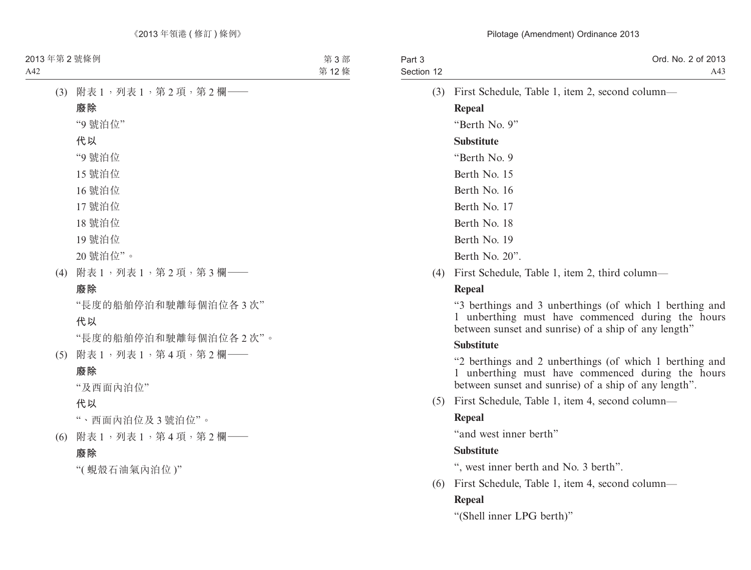(3) 附表 1，列表 1，第 2 項，第 2 欄——

**廢除**

“9 號泊位”

**代以**

“9 號泊位

15 號泊位

16 號泊位

17 號泊位

18 號泊位

19 號泊位

20 號泊位”。

(4) 附表 1，列表 1，第 2 項，第 3 欄——

**廢除**

“長度的船舶停泊和駛離每個泊位各 3 次”

**代以**

“長度的船舶停泊和駛離每個泊位各 2 次”。

(5) 附表 1，列表 1，第 4 項，第 2 欄——

**廢除**

“及西面內泊位”

**代以**

“、西面內泊位及 3 號泊位”。

(6) 附表 1，列表 1，第 4 項，第 2 欄——

**廢除**

“( 蜆殼石油氣內泊位 )”

(3) First Schedule, Table 1, item 2, second column—

**Repeal**

“Berth No. 9”

**Substitute**

“Berth No. 9

Berth No. 15

Berth No. 16

Berth No. 17

Berth No. 18

Berth No. 19

Berth No. 20”.

(4) First Schedule, Table 1, item 2, third column—

**Repeal**

“3 berthings and 3 unberthings (of which 1 berthing and 1 unberthing must have commenced during the hours between sunset and sunrise) of a ship of any length”

**Substitute**

“2 berthings and 2 unberthings (of which 1 berthing and 1 unberthing must have commenced during the hours between sunset and sunrise) of a ship of any length”.

(5) First Schedule, Table 1, item 4, second column—

**Repeal**

“and west inner berth”

**Substitute**

“, west inner berth and No. 3 berth”.

(6) First Schedule, Table 1, item 4, second column—

**Repeal**

“(Shell inner LPG berth)”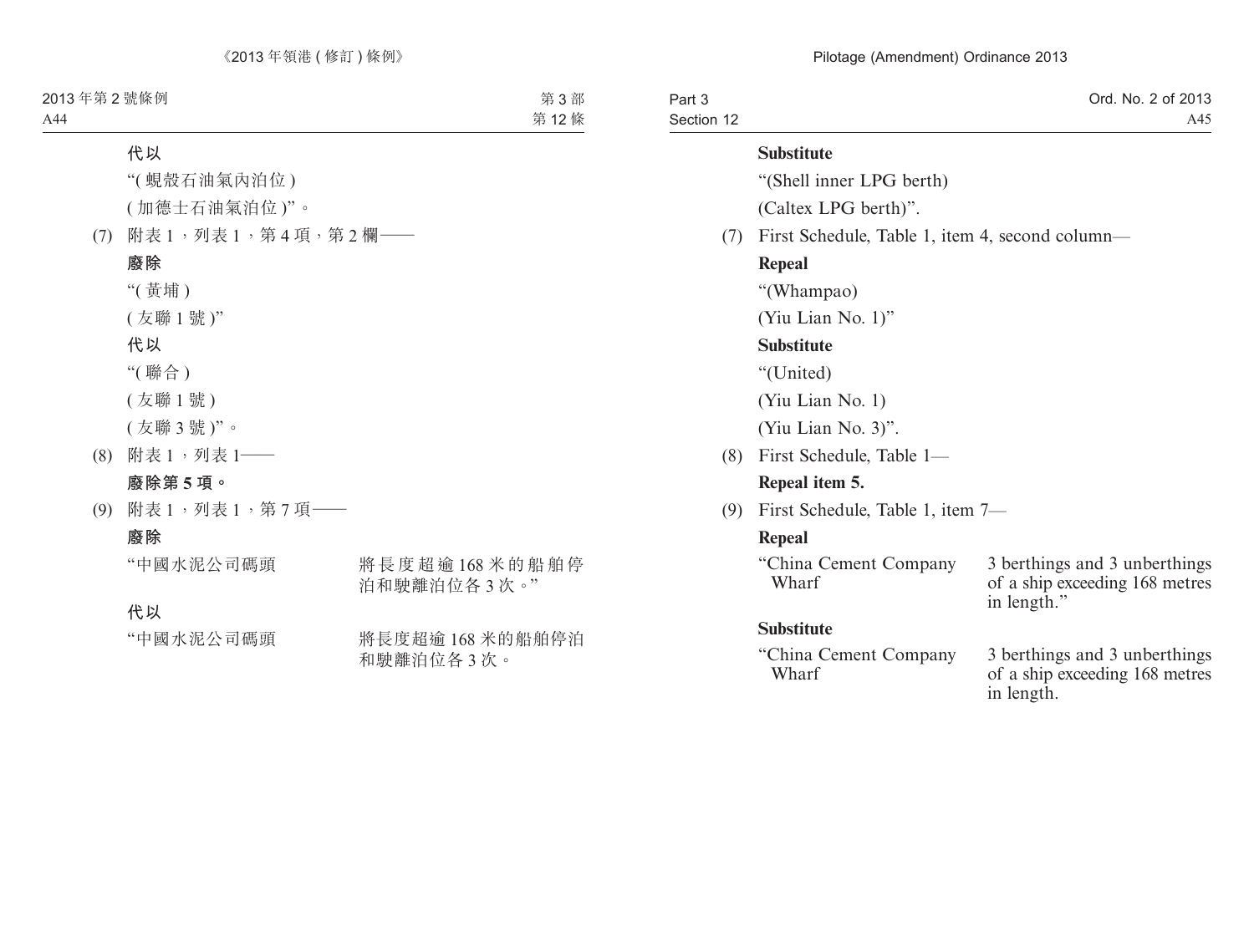代以

"(蜆殼石油氣內泊位)

(加德士石油氣泊位)"。

(7) 附表1,列表1,第4項,第2欄——

**廢除**

"(黃埔)

(友聯1號)"

**代以**

"(聯合)

(友聯1號)

(友聯3號)"。

(8) 附表1,列表1——

**廢除第5項。**

(9) 附表1,列表1,第7項——

**廢除**

| "中國水泥公司碼頭 | 將長度超逾168米的船舶停泊和駛離泊位各3次。" |
|---|---|

**代以**

| "中國水泥公司碼頭 | 將長度超逾168米的船舶停泊和駛離泊位各3次。 |
|---|---|

**Substitute**

"(Shell inner LPG berth)

(Caltex LPG berth)".

(7) First Schedule, Table 1, item 4, second column—

**Repeal**

"(Whampao)

(Yiu Lian No. 1)"

**Substitute**

"(United)

(Yiu Lian No. 1)

(Yiu Lian No. 3)".

(8) First Schedule, Table 1—

**Repeal item 5.**

(9) First Schedule, Table 1, item 7—

**Repeal**

| "China Cement Company Wharf | 3 berthings and 3 unberthings of a ship exceeding 168 metres in length." |
|---|---|

**Substitute**

| "China Cement Company Wharf | 3 berthings and 3 unberthings of a ship exceeding 168 metres in length. |
|---|---|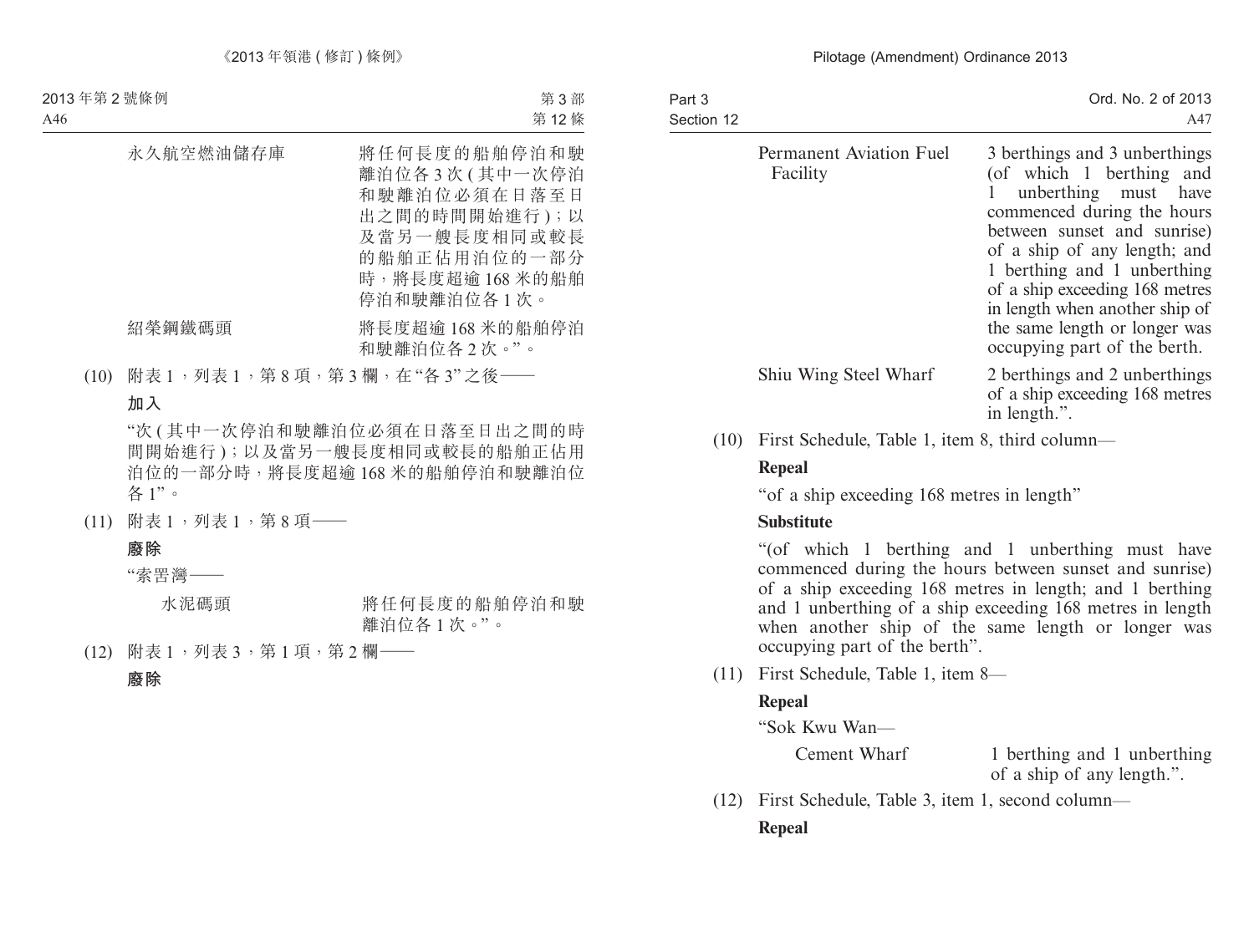| | |
|---|---|
| 永久航空燃油儲存庫 | 將任何長度的船舶停泊和駛離泊位各 3 次 (其中一次停泊和駛離泊位必須在日落至日出之間的時間開始進行)；以及當另一艘長度相同或較長的船舶正佔用泊位的一部分時，將長度超逾 168 米的船舶停泊和駛離泊位各 1 次。 |
| 紹榮鋼鐵碼頭 | 將長度超逾 168 米的船舶停泊和駛離泊位各 2 次。”。 |

(10) 附表 1，列表 1，第 8 項，第 3 欄，在“各 3”之後——

**加入**

“次 (其中一次停泊和駛離泊位必須在日落至日出之間的時間開始進行)；以及當另一艘長度相同或較長的船舶正佔用泊位的一部分時，將長度超逾 168 米的船舶停泊和駛離泊位各 1”。

(11) 附表 1，列表 1，第 8 項——

**廢除**

“索罟灣——

| | |
|---|---|
| 水泥碼頭 | 將任何長度的船舶停泊和駛離泊位各 1 次。”。 |

(12) 附表 1，列表 3，第 1 項，第 2 欄——

**廢除**

| | |
|---|---|
| Permanent Aviation Fuel Facility | 3 berthings and 3 unberthings (of which 1 berthing and 1 unberthing must have commenced during the hours between sunset and sunrise) of a ship of any length; and 1 berthing and 1 unberthing of a ship exceeding 168 metres in length when another ship of the same length or longer was occupying part of the berth. |
| Shiu Wing Steel Wharf | 2 berthings and 2 unberthings of a ship exceeding 168 metres in length.”. |

(10) First Schedule, Table 1, item 8, third column—

**Repeal**

“of a ship exceeding 168 metres in length”

**Substitute**

“(of which 1 berthing and 1 unberthing must have commenced during the hours between sunset and sunrise) of a ship exceeding 168 metres in length; and 1 berthing and 1 unberthing of a ship exceeding 168 metres in length when another ship of the same length or longer was occupying part of the berth”.

(11) First Schedule, Table 1, item 8—

**Repeal**

“Sok Kwu Wan—

| | |
|---|---|
| Cement Wharf | 1 berthing and 1 unberthing of a ship of any length.”. |

(12) First Schedule, Table 3, item 1, second column—

**Repeal**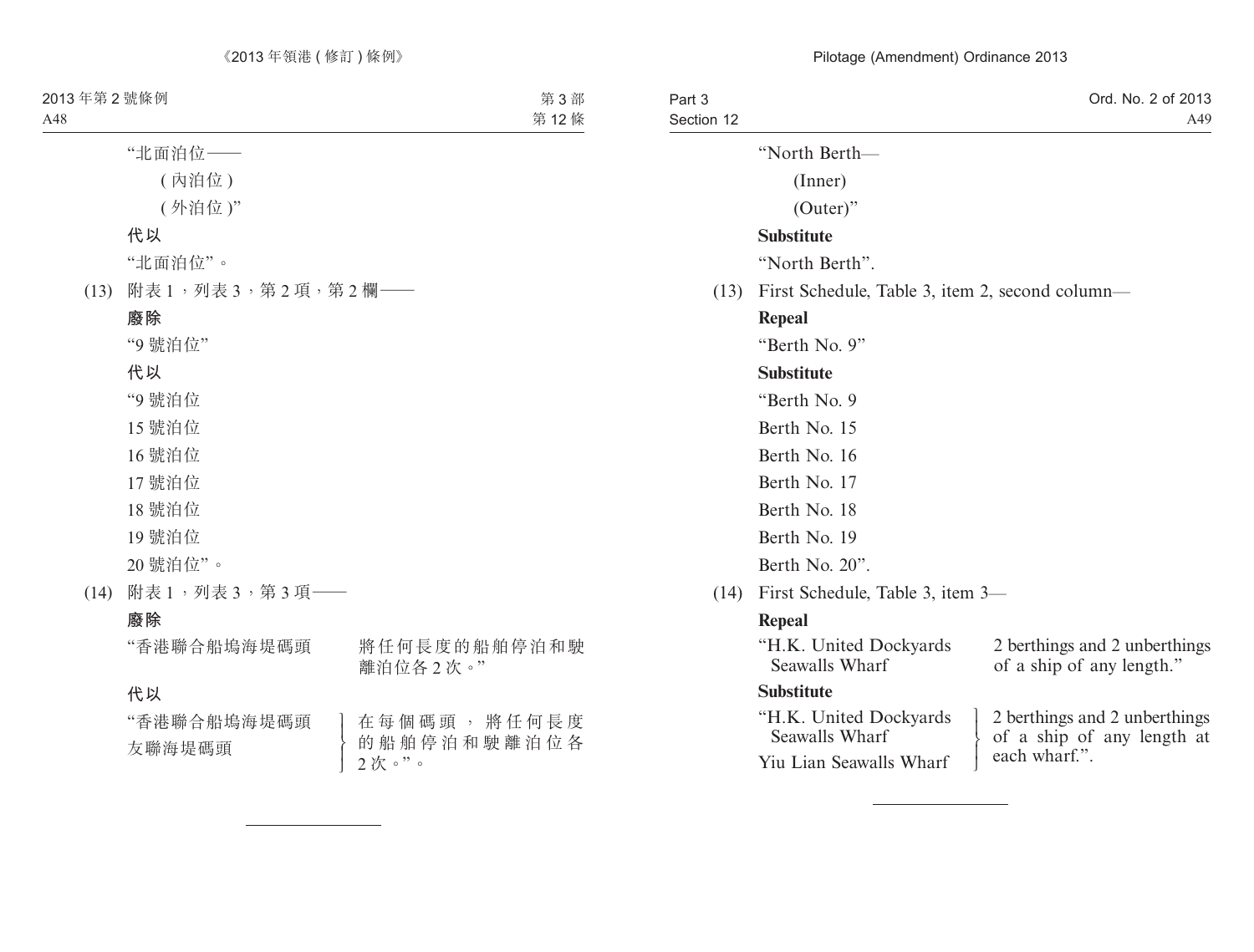"北面泊位——

(內泊位)

(外泊位)"

**代以**

"北面泊位"。

(13) 附表 1,列表 3,第 2 項,第 2 欄——

**廢除**

"9 號泊位"

**代以**

"9 號泊位
15 號泊位
16 號泊位
17 號泊位
18 號泊位
19 號泊位
20 號泊位"。

(14) 附表 1,列表 3,第 3 項——

**廢除**

| | |
|---|---|
| "香港聯合船塢海堤碼頭 | 將任何長度的船舶停泊和駛離泊位各 2 次。" |

**代以**

| | |
|---|---|
| "香港聯合船塢海堤碼頭<br>友聯海堤碼頭 | 在每個碼頭,將任何長度的船舶停泊和駛離泊位各 2 次。"。 |

"North Berth—

(Inner)

(Outer)"

**Substitute**

"North Berth".

(13) First Schedule, Table 3, item 2, second column—

**Repeal**

"Berth No. 9"

**Substitute**

"Berth No. 9
Berth No. 15
Berth No. 16
Berth No. 17
Berth No. 18
Berth No. 19
Berth No. 20".

(14) First Schedule, Table 3, item 3—

**Repeal**

| | |
|---|---|
| "H.K. United Dockyards Seawalls Wharf | 2 berthings and 2 unberthings of a ship of any length." |

**Substitute**

| | |
|---|---|
| "H.K. United Dockyards Seawalls Wharf<br>Yiu Lian Seawalls Wharf | 2 berthings and 2 unberthings of a ship of any length at each wharf.". |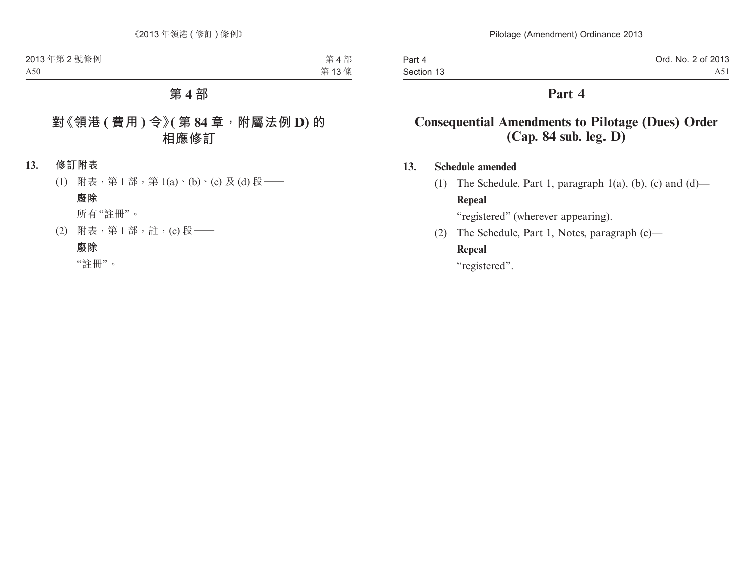# 第 4 部

## 對《領港 ( 費用 ) 令》( 第 84 章，附屬法例 D) 的相應修訂

**13. 修訂附表**

(1) 附表，第 1 部，第 1(a)、(b)、(c) 及 (d) 段——

**廢除**

所有“註冊”。

(2) 附表，第 1 部，註，(c) 段——

**廢除**

“註冊”。

# Part 4

## Consequential Amendments to Pilotage (Dues) Order (Cap. 84 sub. leg. D)

**13. Schedule amended**

(1) The Schedule, Part 1, paragraph 1(a), (b), (c) and (d)—

**Repeal**

“registered” (wherever appearing).

(2) The Schedule, Part 1, Notes, paragraph (c)—

**Repeal**

“registered”.